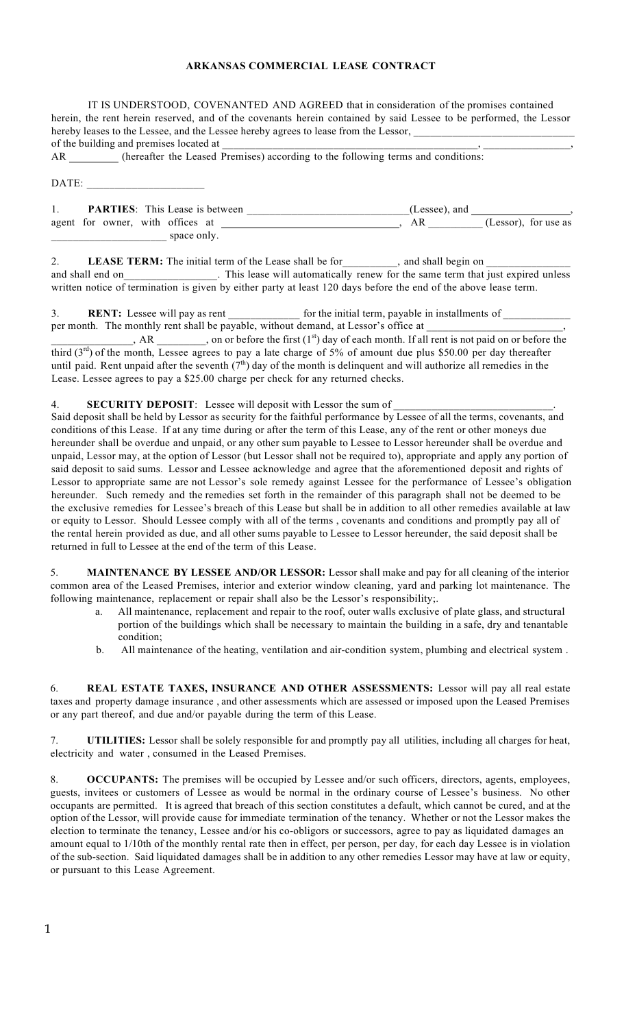# ARKANSAS COMMERCIAL LEASE CONTRACT

IT IS UNDERSTOOD, COVENANTED AND AGREED that in consideration of the promises contained herein, the rent herein reserved, and of the covenants herein contained by said Lessee to be performed, the Lessor hereby leases to the Lessee, and the Lessee hereby agrees to lease from the Lessor, ____________________________ of the building and premises located at _______________________________________________, _______________, AR _________ (hereafter the Leased Premises) according to the following terms and conditions:

DATE: ____________________

1. **PARTIES**: This Lease is between ____________________________(Lessee), and _________________, agent for owner, with offices at _______________________________, AR _________ (Lessor), for use as ____________________ space only.

2. **LEASE TERM:** The initial term of the Lease shall be for__________, and shall begin on _______________ and shall end on________________. This lease will automatically renew for the same term that just expired unless written notice of termination is given by either party at least 120 days before the end of the above lease term.

3. **RENT:** Lessee will pay as rent _____________ for the initial term, payable in installments of ___________ per month. The monthly rent shall be payable, without demand, at Lessor's office at _________________________, _______________, AR ________, on or before the first (1st) day of each month. If all rent is not paid on or before the third (3rd) of the month, Lessee agrees to pay a late charge of 5% of amount due plus $50.00 per day thereafter until paid. Rent unpaid after the seventh (7th) day of the month is delinquent and will authorize all remedies in the Lease. Lessee agrees to pay a $25.00 charge per check for any returned checks.

4. **SECURITY DEPOSIT**: Lessee will deposit with Lessor the sum of ____________________________. Said deposit shall be held by Lessor as security for the faithful performance by Lessee of all the terms, covenants, and conditions of this Lease. If at any time during or after the term of this Lease, any of the rent or other moneys due hereunder shall be overdue and unpaid, or any other sum payable to Lessee to Lessor hereunder shall be overdue and unpaid, Lessor may, at the option of Lessor (but Lessor shall not be required to), appropriate and apply any portion of said deposit to said sums. Lessor and Lessee acknowledge and agree that the aforementioned deposit and rights of Lessor to appropriate same are not Lessor's sole remedy against Lessee for the performance of Lessee's obligation hereunder. Such remedy and the remedies set forth in the remainder of this paragraph shall not be deemed to be the exclusive remedies for Lessee's breach of this Lease but shall be in addition to all other remedies available at law or equity to Lessor. Should Lessee comply with all of the terms , covenants and conditions and promptly pay all of the rental herein provided as due, and all other sums payable to Lessee to Lessor hereunder, the said deposit shall be returned in full to Lessee at the end of the term of this Lease.

5. **MAINTENANCE BY LESSEE AND/OR LESSOR:** Lessor shall make and pay for all cleaning of the interior common area of the Leased Premises, interior and exterior window cleaning, yard and parking lot maintenance. The following maintenance, replacement or repair shall also be the Lessor's responsibility;.

   a. All maintenance, replacement and repair to the roof, outer walls exclusive of plate glass, and structural portion of the buildings which shall be necessary to maintain the building in a safe, dry and tenantable condition;
   b. All maintenance of the heating, ventilation and air-condition system, plumbing and electrical system .

6. **REAL ESTATE TAXES, INSURANCE AND OTHER ASSESSMENTS:** Lessor will pay all real estate taxes and property damage insurance , and other assessments which are assessed or imposed upon the Leased Premises or any part thereof, and due and/or payable during the term of this Lease.

7. **UTILITIES:** Lessor shall be solely responsible for and promptly pay all utilities, including all charges for heat, electricity and water , consumed in the Leased Premises.

8. **OCCUPANTS:** The premises will be occupied by Lessee and/or such officers, directors, agents, employees, guests, invitees or customers of Lessee as would be normal in the ordinary course of Lessee's business. No other occupants are permitted. It is agreed that breach of this section constitutes a default, which cannot be cured, and at the option of the Lessor, will provide cause for immediate termination of the tenancy. Whether or not the Lessor makes the election to terminate the tenancy, Lessee and/or his co-obligors or successors, agree to pay as liquidated damages an amount equal to 1/10th of the monthly rental rate then in effect, per person, per day, for each day Lessee is in violation of the sub-section. Said liquidated damages shall be in addition to any other remedies Lessor may have at law or equity, or pursuant to this Lease Agreement.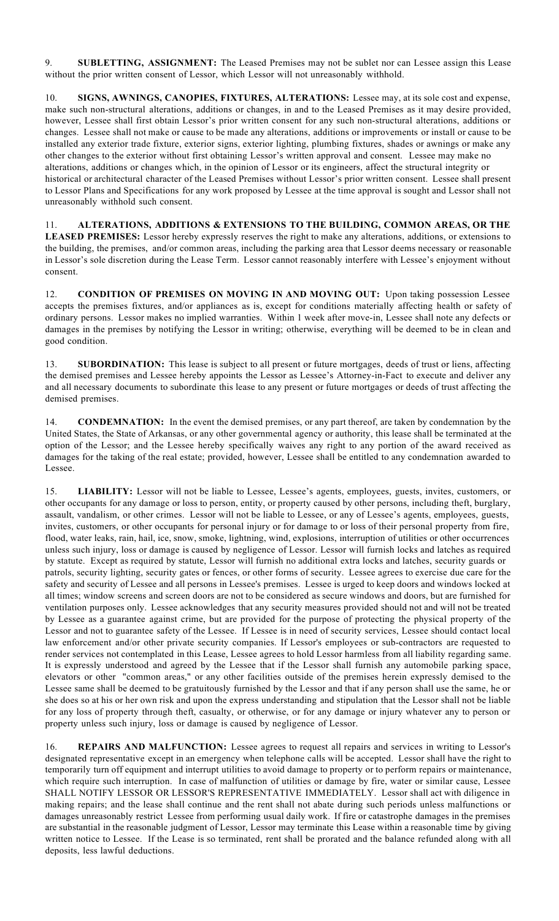9. **SUBLETTING, ASSIGNMENT:** The Leased Premises may not be sublet nor can Lessee assign this Lease without the prior written consent of Lessor, which Lessor will not unreasonably withhold.

10. **SIGNS, AWNINGS, CANOPIES, FIXTURES, ALTERATIONS:** Lessee may, at its sole cost and expense, make such non-structural alterations, additions or changes, in and to the Leased Premises as it may desire provided, however, Lessee shall first obtain Lessor's prior written consent for any such non-structural alterations, additions or changes. Lessee shall not make or cause to be made any alterations, additions or improvements or install or cause to be installed any exterior trade fixture, exterior signs, exterior lighting, plumbing fixtures, shades or awnings or make any other changes to the exterior without first obtaining Lessor's written approval and consent. Lessee may make no alterations, additions or changes which, in the opinion of Lessor or its engineers, affect the structural integrity or historical or architectural character of the Leased Premises without Lessor's prior written consent. Lessee shall present to Lessor Plans and Specifications for any work proposed by Lessee at the time approval is sought and Lessor shall not unreasonably withhold such consent.

11. **ALTERATIONS, ADDITIONS & EXTENSIONS TO THE BUILDING, COMMON AREAS, OR THE LEASED PREMISES:** Lessor hereby expressly reserves the right to make any alterations, additions, or extensions to the building, the premises, and/or common areas, including the parking area that Lessor deems necessary or reasonable in Lessor's sole discretion during the Lease Term. Lessor cannot reasonably interfere with Lessee's enjoyment without consent.

12. **CONDITION OF PREMISES ON MOVING IN AND MOVING OUT:** Upon taking possession Lessee accepts the premises fixtures, and/or appliances as is, except for conditions materially affecting health or safety of ordinary persons. Lessor makes no implied warranties. Within 1 week after move-in, Lessee shall note any defects or damages in the premises by notifying the Lessor in writing; otherwise, everything will be deemed to be in clean and good condition.

13. **SUBORDINATION:** This lease is subject to all present or future mortgages, deeds of trust or liens, affecting the demised premises and Lessee hereby appoints the Lessor as Lessee's Attorney-in-Fact to execute and deliver any and all necessary documents to subordinate this lease to any present or future mortgages or deeds of trust affecting the demised premises.

14. **CONDEMNATION:** In the event the demised premises, or any part thereof, are taken by condemnation by the United States, the State of Arkansas, or any other governmental agency or authority, this lease shall be terminated at the option of the Lessor; and the Lessee hereby specifically waives any right to any portion of the award received as damages for the taking of the real estate; provided, however, Lessee shall be entitled to any condemnation awarded to Lessee.

15. **LIABILITY:** Lessor will not be liable to Lessee, Lessee's agents, employees, guests, invites, customers, or other occupants for any damage or loss to person, entity, or property caused by other persons, including theft, burglary, assault, vandalism, or other crimes. Lessor will not be liable to Lessee, or any of Lessee's agents, employees, guests, invites, customers, or other occupants for personal injury or for damage to or loss of their personal property from fire, flood, water leaks, rain, hail, ice, snow, smoke, lightning, wind, explosions, interruption of utilities or other occurrences unless such injury, loss or damage is caused by negligence of Lessor. Lessor will furnish locks and latches as required by statute. Except as required by statute, Lessor will furnish no additional extra locks and latches, security guards or patrols, security lighting, security gates or fences, or other forms of security. Lessee agrees to exercise due care for the safety and security of Lessee and all persons in Lessee's premises. Lessee is urged to keep doors and windows locked at all times; window screens and screen doors are not to be considered as secure windows and doors, but are furnished for ventilation purposes only. Lessee acknowledges that any security measures provided should not and will not be treated by Lessee as a guarantee against crime, but are provided for the purpose of protecting the physical property of the Lessor and not to guarantee safety of the Lessee. If Lessee is in need of security services, Lessee should contact local law enforcement and/or other private security companies. If Lessor's employees or sub-contractors are requested to render services not contemplated in this Lease, Lessee agrees to hold Lessor harmless from all liability regarding same. It is expressly understood and agreed by the Lessee that if the Lessor shall furnish any automobile parking space, elevators or other "common areas," or any other facilities outside of the premises herein expressly demised to the Lessee same shall be deemed to be gratuitously furnished by the Lessor and that if any person shall use the same, he or she does so at his or her own risk and upon the express understanding and stipulation that the Lessor shall not be liable for any loss of property through theft, casualty, or otherwise, or for any damage or injury whatever any to person or property unless such injury, loss or damage is caused by negligence of Lessor.

16. **REPAIRS AND MALFUNCTION:** Lessee agrees to request all repairs and services in writing to Lessor's designated representative except in an emergency when telephone calls will be accepted. Lessor shall have the right to temporarily turn off equipment and interrupt utilities to avoid damage to property or to perform repairs or maintenance, which require such interruption. In case of malfunction of utilities or damage by fire, water or similar cause, Lessee SHALL NOTIFY LESSOR OR LESSOR'S REPRESENTATIVE IMMEDIATELY. Lessor shall act with diligence in making repairs; and the lease shall continue and the rent shall not abate during such periods unless malfunctions or damages unreasonably restrict Lessee from performing usual daily work. If fire or catastrophe damages in the premises are substantial in the reasonable judgment of Lessor, Lessor may terminate this Lease within a reasonable time by giving written notice to Lessee. If the Lease is so terminated, rent shall be prorated and the balance refunded along with all deposits, less lawful deductions.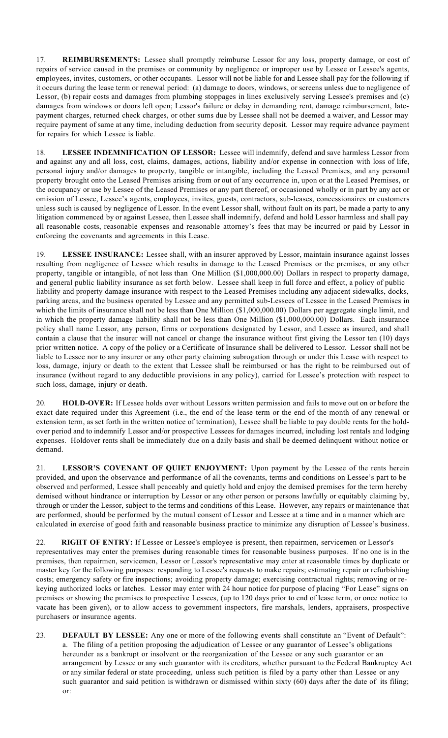17. **REIMBURSEMENTS:** Lessee shall promptly reimburse Lessor for any loss, property damage, or cost of repairs of service caused in the premises or community by negligence or improper use by Lessee or Lessee's agents, employees, invites, customers, or other occupants. Lessor will not be liable for and Lessee shall pay for the following if it occurs during the lease term or renewal period: (a) damage to doors, windows, or screens unless due to negligence of Lessor, (b) repair costs and damages from plumbing stoppages in lines exclusively serving Lessee's premises and (c) damages from windows or doors left open; Lessor's failure or delay in demanding rent, damage reimbursement, late-payment charges, returned check charges, or other sums due by Lessee shall not be deemed a waiver, and Lessor may require payment of same at any time, including deduction from security deposit. Lessor may require advance payment for repairs for which Lessee is liable.

18. **LESSEE INDEMNIFICATION OF LESSOR:** Lessee will indemnify, defend and save harmless Lessor from and against any and all loss, cost, claims, damages, actions, liability and/or expense in connection with loss of life, personal injury and/or damages to property, tangible or intangible, including the Leased Premises, and any personal property brought onto the Leased Premises arising from or out of any occurrence in, upon or at the Leased Premises, or the occupancy or use by Lessee of the Leased Premises or any part thereof, or occasioned wholly or in part by any act or omission of Lessee, Lessee's agents, employees, invites, guests, contractors, sub-leases, concessionaires or customers unless such is caused by negligence of Lessor. In the event Lessor shall, without fault on its part, be made a party to any litigation commenced by or against Lessee, then Lessee shall indemnify, defend and hold Lessor harmless and shall pay all reasonable costs, reasonable expenses and reasonable attorney's fees that may be incurred or paid by Lessor in enforcing the covenants and agreements in this Lease.

19. **LESSEE INSURANCE:** Lessee shall, with an insurer approved by Lessor, maintain insurance against losses resulting from negligence of Lessee which results in damage to the Leased Premises or the premises, or any other property, tangible or intangible, of not less than One Million ($1,000,000.00) Dollars in respect to property damage, and general public liability insurance as set forth below. Lessee shall keep in full force and effect, a policy of public liability and property damage insurance with respect to the Leased Premises including any adjacent sidewalks, docks, parking areas, and the business operated by Lessee and any permitted sub-Lessees of Lessee in the Leased Premises in which the limits of insurance shall not be less than One Million ($1,000,000.00) Dollars per aggregate single limit, and in which the property damage liability shall not be less than One Million ($1,000,000.00) Dollars. Each insurance policy shall name Lessor, any person, firms or corporations designated by Lessor, and Lessee as insured, and shall contain a clause that the insurer will not cancel or change the insurance without first giving the Lessor ten (10) days prior written notice. A copy of the policy or a Certificate of Insurance shall be delivered to Lessor. Lessor shall not be liable to Lessee nor to any insurer or any other party claiming subrogation through or under this Lease with respect to loss, damage, injury or death to the extent that Lessee shall be reimbursed or has the right to be reimbursed out of insurance (without regard to any deductible provisions in any policy), carried for Lessee's protection with respect to such loss, damage, injury or death.

20. **HOLD-OVER:** If Lessee holds over without Lessors written permission and fails to move out on or before the exact date required under this Agreement (i.e., the end of the lease term or the end of the month of any renewal or extension term, as set forth in the written notice of termination), Lessee shall be liable to pay double rents for the hold-over period and to indemnify Lessor and/or prospective Lessees for damages incurred, including lost rentals and lodging expenses. Holdover rents shall be immediately due on a daily basis and shall be deemed delinquent without notice or demand.

21. **LESSOR'S COVENANT OF QUIET ENJOYMENT:** Upon payment by the Lessee of the rents herein provided, and upon the observance and performance of all the covenants, terms and conditions on Lessee's part to be observed and performed, Lessee shall peaceably and quietly hold and enjoy the demised premises for the term hereby demised without hindrance or interruption by Lessor or any other person or persons lawfully or equitably claiming by, through or under the Lessor, subject to the terms and conditions of this Lease. However, any repairs or maintenance that are performed, should be performed by the mutual consent of Lessor and Lessee at a time and in a manner which are calculated in exercise of good faith and reasonable business practice to minimize any disruption of Lessee's business.

22. **RIGHT OF ENTRY:** If Lessee or Lessee's employee is present, then repairmen, servicemen or Lessor's representatives may enter the premises during reasonable times for reasonable business purposes. If no one is in the premises, then repairmen, servicemen, Lessor or Lessor's representative may enter at reasonable times by duplicate or master key for the following purposes: responding to Lessee's requests to make repairs; estimating repair or refurbishing costs; emergency safety or fire inspections; avoiding property damage; exercising contractual rights; removing or re-keying authorized locks or latches. Lessor may enter with 24 hour notice for purpose of placing "For Lease" signs on premises or showing the premises to prospective Lessees, (up to 120 days prior to end of lease term, or once notice to vacate has been given), or to allow access to government inspectors, fire marshals, lenders, appraisers, prospective purchasers or insurance agents.

23. **DEFAULT BY LESSEE:** Any one or more of the following events shall constitute an "Event of Default":

a. The filing of a petition proposing the adjudication of Lessee or any guarantor of Lessee's obligations hereunder as a bankrupt or insolvent or the reorganization of the Lessee or any such guarantor or an arrangement by Lessee or any such guarantor with its creditors, whether pursuant to the Federal Bankruptcy Act or any similar federal or state proceeding, unless such petition is filed by a party other than Lessee or any such guarantor and said petition is withdrawn or dismissed within sixty (60) days after the date of its filing; or: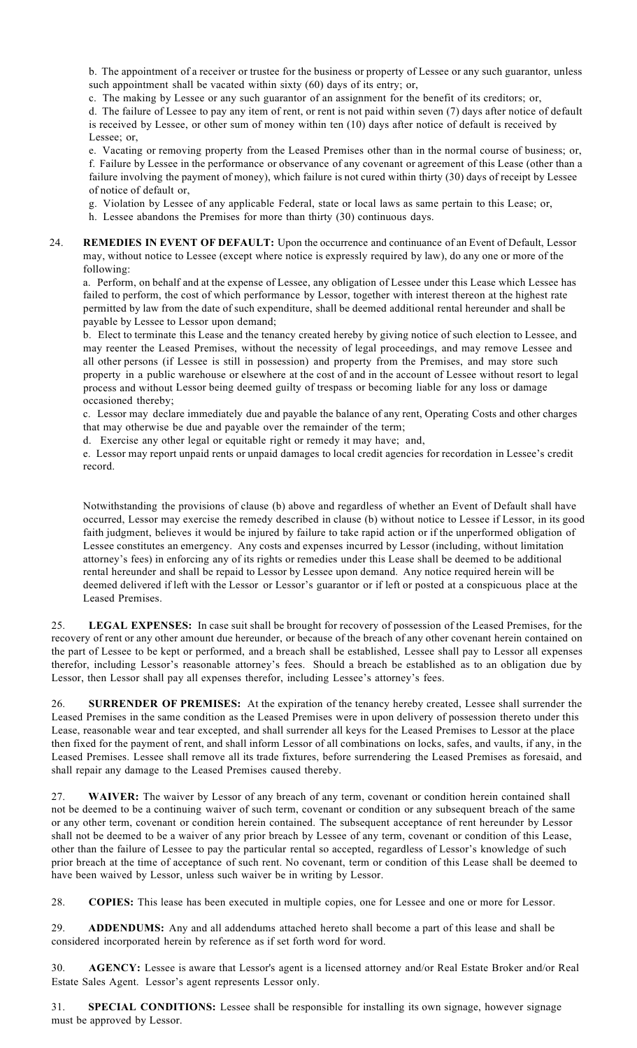b. The appointment of a receiver or trustee for the business or property of Lessee or any such guarantor, unless such appointment shall be vacated within sixty (60) days of its entry; or,

c. The making by Lessee or any such guarantor of an assignment for the benefit of its creditors; or,

d. The failure of Lessee to pay any item of rent, or rent is not paid within seven (7) days after notice of default is received by Lessee, or other sum of money within ten (10) days after notice of default is received by Lessee; or,

e. Vacating or removing property from the Leased Premises other than in the normal course of business; or,

f. Failure by Lessee in the performance or observance of any covenant or agreement of this Lease (other than a failure involving the payment of money), which failure is not cured within thirty (30) days of receipt by Lessee of notice of default or,

g. Violation by Lessee of any applicable Federal, state or local laws as same pertain to this Lease; or,

h. Lessee abandons the Premises for more than thirty (30) continuous days.

24. **REMEDIES IN EVENT OF DEFAULT:** Upon the occurrence and continuance of an Event of Default, Lessor may, without notice to Lessee (except where notice is expressly required by law), do any one or more of the following:

a. Perform, on behalf and at the expense of Lessee, any obligation of Lessee under this Lease which Lessee has failed to perform, the cost of which performance by Lessor, together with interest thereon at the highest rate permitted by law from the date of such expenditure, shall be deemed additional rental hereunder and shall be payable by Lessee to Lessor upon demand;

b. Elect to terminate this Lease and the tenancy created hereby by giving notice of such election to Lessee, and may reenter the Leased Premises, without the necessity of legal proceedings, and may remove Lessee and all other persons (if Lessee is still in possession) and property from the Premises, and may store such property in a public warehouse or elsewhere at the cost of and in the account of Lessee without resort to legal process and without Lessor being deemed guilty of trespass or becoming liable for any loss or damage occasioned thereby;

c. Lessor may declare immediately due and payable the balance of any rent, Operating Costs and other charges that may otherwise be due and payable over the remainder of the term;

d. Exercise any other legal or equitable right or remedy it may have; and,

e. Lessor may report unpaid rents or unpaid damages to local credit agencies for recordation in Lessee's credit record.

Notwithstanding the provisions of clause (b) above and regardless of whether an Event of Default shall have occurred, Lessor may exercise the remedy described in clause (b) without notice to Lessee if Lessor, in its good faith judgment, believes it would be injured by failure to take rapid action or if the unperformed obligation of Lessee constitutes an emergency. Any costs and expenses incurred by Lessor (including, without limitation attorney's fees) in enforcing any of its rights or remedies under this Lease shall be deemed to be additional rental hereunder and shall be repaid to Lessor by Lessee upon demand. Any notice required herein will be deemed delivered if left with the Lessor or Lessor's guarantor or if left or posted at a conspicuous place at the Leased Premises.

25. **LEGAL EXPENSES:** In case suit shall be brought for recovery of possession of the Leased Premises, for the recovery of rent or any other amount due hereunder, or because of the breach of any other covenant herein contained on the part of Lessee to be kept or performed, and a breach shall be established, Lessee shall pay to Lessor all expenses therefor, including Lessor's reasonable attorney's fees. Should a breach be established as to an obligation due by Lessor, then Lessor shall pay all expenses therefor, including Lessee's attorney's fees.

26. **SURRENDER OF PREMISES:** At the expiration of the tenancy hereby created, Lessee shall surrender the Leased Premises in the same condition as the Leased Premises were in upon delivery of possession thereto under this Lease, reasonable wear and tear excepted, and shall surrender all keys for the Leased Premises to Lessor at the place then fixed for the payment of rent, and shall inform Lessor of all combinations on locks, safes, and vaults, if any, in the Leased Premises. Lessee shall remove all its trade fixtures, before surrendering the Leased Premises as foresaid, and shall repair any damage to the Leased Premises caused thereby.

27. **WAIVER:** The waiver by Lessor of any breach of any term, covenant or condition herein contained shall not be deemed to be a continuing waiver of such term, covenant or condition or any subsequent breach of the same or any other term, covenant or condition herein contained. The subsequent acceptance of rent hereunder by Lessor shall not be deemed to be a waiver of any prior breach by Lessee of any term, covenant or condition of this Lease, other than the failure of Lessee to pay the particular rental so accepted, regardless of Lessor's knowledge of such prior breach at the time of acceptance of such rent. No covenant, term or condition of this Lease shall be deemed to have been waived by Lessor, unless such waiver be in writing by Lessor.

28. **COPIES:** This lease has been executed in multiple copies, one for Lessee and one or more for Lessor.

29. **ADDENDUMS:** Any and all addendums attached hereto shall become a part of this lease and shall be considered incorporated herein by reference as if set forth word for word.

30. **AGENCY:** Lessee is aware that Lessor's agent is a licensed attorney and/or Real Estate Broker and/or Real Estate Sales Agent. Lessor's agent represents Lessor only.

31. **SPECIAL CONDITIONS:** Lessee shall be responsible for installing its own signage, however signage must be approved by Lessor.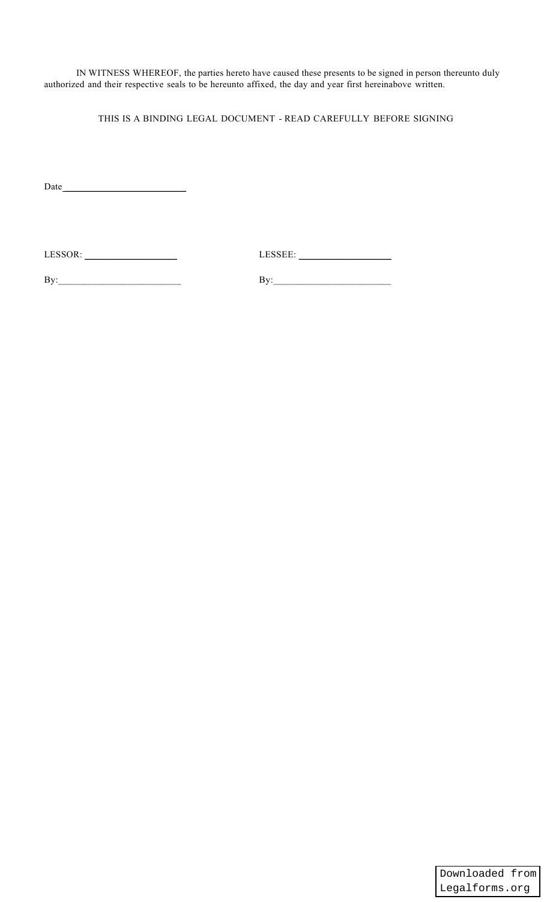IN WITNESS WHEREOF, the parties hereto have caused these presents to be signed in person thereunto duly authorized and their respective seals to be hereunto affixed, the day and year first hereinabove written.

THIS IS A BINDING LEGAL DOCUMENT - READ CAREFULLY BEFORE SIGNING

Date_________________________

LESSOR: ___________________ LESSEE: ___________________

By:_________________________ By:_________________________

Downloaded from Legalforms.org